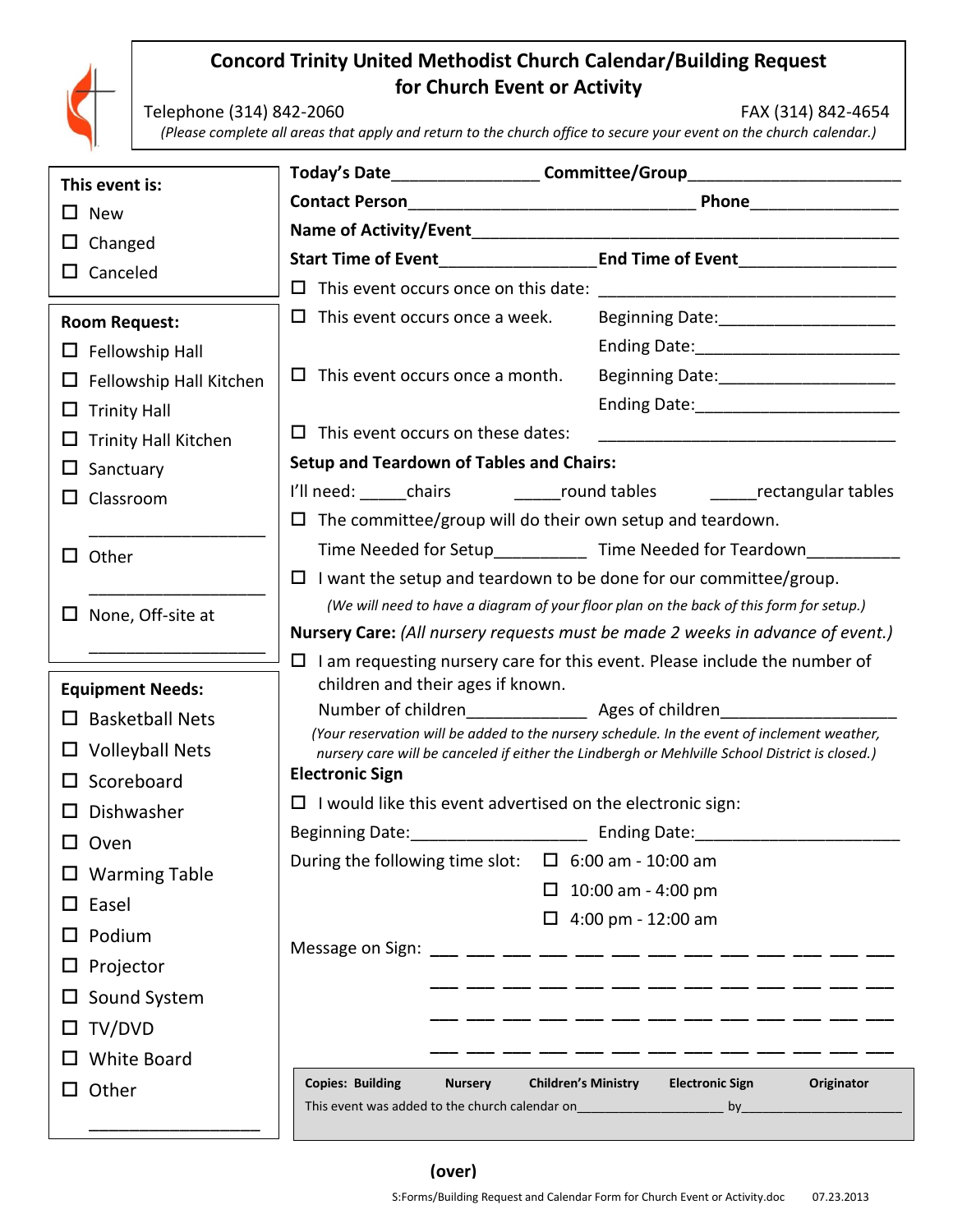# Concord Trinity United Methodist Church Calendar/Building Request for Church Event or Activity

Telephone (314) 842-2060 FAX (314) 842-4654

*(Please complete all areas that apply and return to the church office to secure your event on the church calendar.)*

**This event is:**

- ☐ New
- ☐ Changed
- ☐ Canceled

**Room Request:**

- ☐ Fellowship Hall
- ☐ Fellowship Hall Kitchen
- ☐ Trinity Hall
- ☐ Trinity Hall Kitchen
- ☐ Sanctuary
- ☐ Classroom ___________________
- ☐ Other ___________________
- ☐ None, Off-site at ___________________

**Equipment Needs:**

- ☐ Basketball Nets
- ☐ Volleyball Nets
- ☐ Scoreboard
- ☐ Dishwasher
- ☐ Oven
- ☐ Warming Table
- ☐ Easel
- ☐ Podium
- ☐ Projector
- ☐ Sound System
- ☐ TV/DVD
- ☐ White Board
- ☐ Other ___________________

**Today's Date**________________ **Committee/Group**________________________

**Contact Person**________________________________ **Phone**________________

**Name of Activity/Event**________________________________________________

**Start Time of Event**________________ **End Time of Event**________________

☐ This event occurs once on this date: ________________________________

☐ This event occurs once a week. Beginning Date:___________________ Ending Date:______________________

☐ This event occurs once a month. Beginning Date:___________________ Ending Date:______________________

☐ This event occurs on these dates: ________________________________

**Setup and Teardown of Tables and Chairs:**

I'll need: _____chairs _____round tables _____rectangular tables

☐ The committee/group will do their own setup and teardown.

Time Needed for Setup___________ Time Needed for Teardown__________

☐ I want the setup and teardown to be done for our committee/group.

*(We will need to have a diagram of your floor plan on the back of this form for setup.)*

**Nursery Care:** *(All nursery requests must be made 2 weeks in advance of event.)*

☐ I am requesting nursery care for this event. Please include the number of children and their ages if known.

Number of children_____________ Ages of children__________________

*(Your reservation will be added to the nursery schedule. In the event of inclement weather, nursery care will be canceled if either the Lindbergh or Mehlville School District is closed.)*

**Electronic Sign**

☐ I would like this event advertised on the electronic sign:

Beginning Date:___________________ Ending Date:_____________________

During the following time slot:

- ☐ 6:00 am - 10:00 am
- ☐ 10:00 am - 4:00 pm
- ☐ 4:00 pm - 12:00 am

Message on Sign: ___ ___ ___ ___ ___ ___ ___ ___ ___ ___ ___ ___ ___

___ ___ ___ ___ ___ ___ ___ ___ ___ ___ ___ ___ ___

___ ___ ___ ___ ___ ___ ___ ___ ___ ___ ___ ___ ___

___ ___ ___ ___ ___ ___ ___ ___ ___ ___ ___ ___ ___

**Copies: Building** **Nursery** **Children's Ministry** **Electronic Sign** **Originator**

This event was added to the church calendar on____________________ by______________________

**(over)**

S:Forms/Building Request and Calendar Form for Church Event or Activity.doc 07.23.2013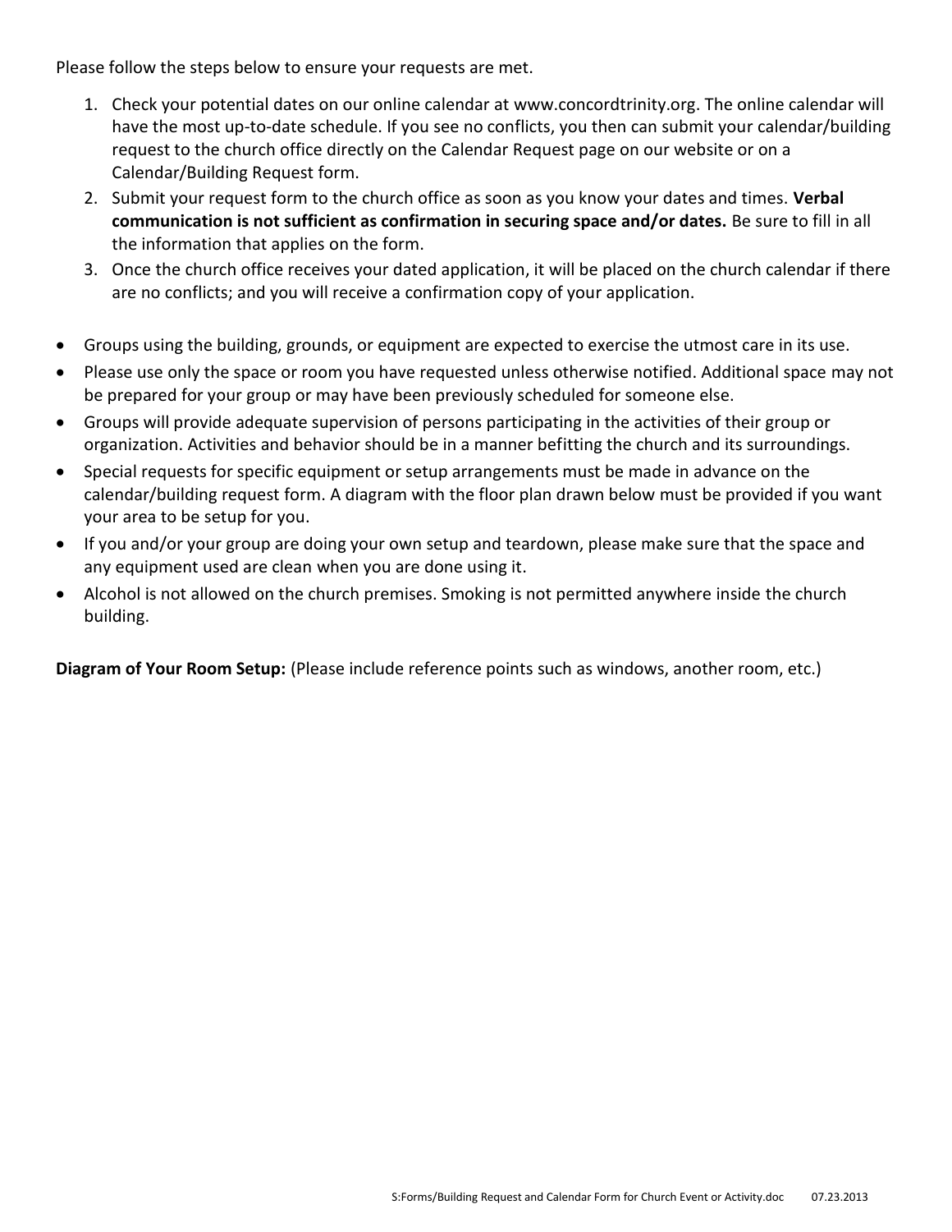Please follow the steps below to ensure your requests are met.

1. Check your potential dates on our online calendar at www.concordtrinity.org. The online calendar will have the most up-to-date schedule. If you see no conflicts, you then can submit your calendar/building request to the church office directly on the Calendar Request page on our website or on a Calendar/Building Request form.
2. Submit your request form to the church office as soon as you know your dates and times. **Verbal communication is not sufficient as confirmation in securing space and/or dates.** Be sure to fill in all the information that applies on the form.
3. Once the church office receives your dated application, it will be placed on the church calendar if there are no conflicts; and you will receive a confirmation copy of your application.

- Groups using the building, grounds, or equipment are expected to exercise the utmost care in its use.
- Please use only the space or room you have requested unless otherwise notified. Additional space may not be prepared for your group or may have been previously scheduled for someone else.
- Groups will provide adequate supervision of persons participating in the activities of their group or organization. Activities and behavior should be in a manner befitting the church and its surroundings.
- Special requests for specific equipment or setup arrangements must be made in advance on the calendar/building request form. A diagram with the floor plan drawn below must be provided if you want your area to be setup for you.
- If you and/or your group are doing your own setup and teardown, please make sure that the space and any equipment used are clean when you are done using it.
- Alcohol is not allowed on the church premises. Smoking is not permitted anywhere inside the church building.

**Diagram of Your Room Setup:** (Please include reference points such as windows, another room, etc.)